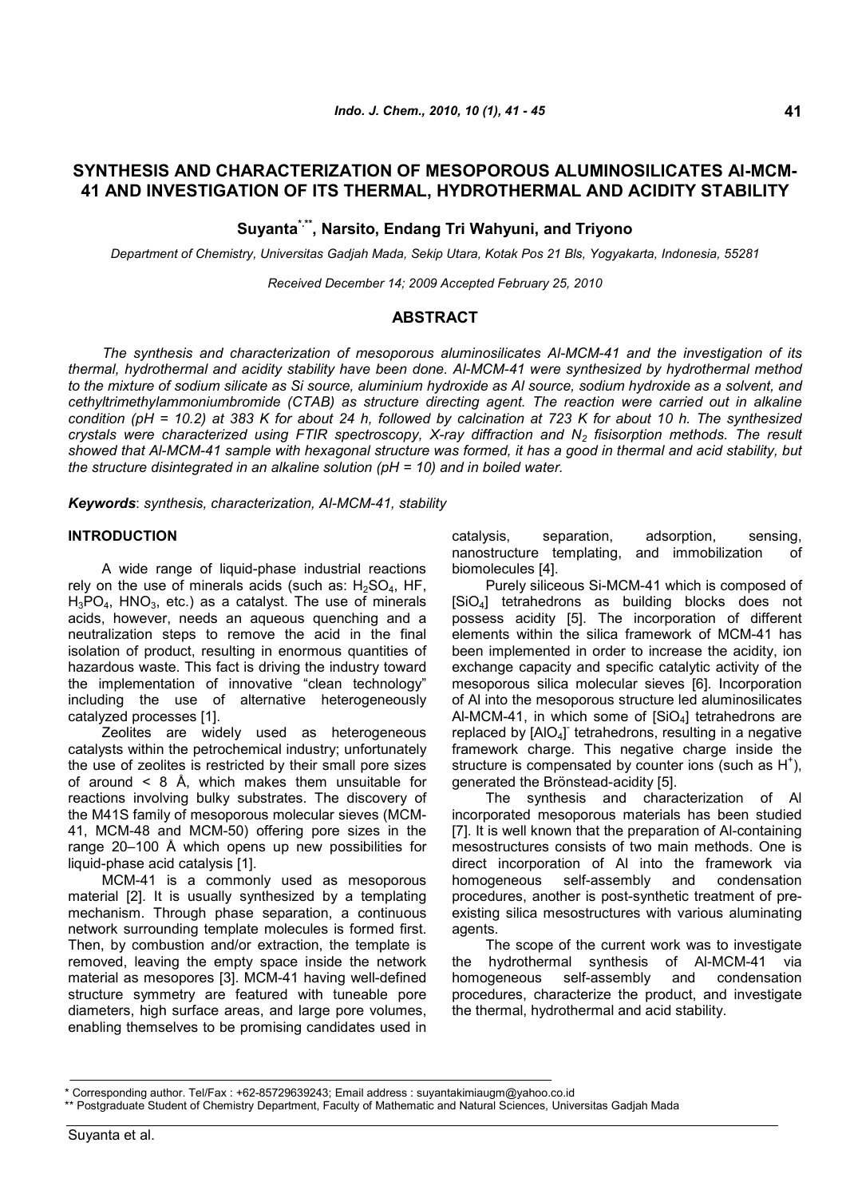# SYNTHESIS AND CHARACTERIZATION OF MESOPOROUS ALUMINOSILICATES Al-MCM-41 AND INVESTIGATION OF ITS THERMAL, HYDROTHERMAL AND ACIDITY STABILITY

**Suyanta[*,**], Narsito, Endang Tri Wahyuni, and Triyono**

*Department of Chemistry, Universitas Gadjah Mada, Sekip Utara, Kotak Pos 21 Bls, Yogyakarta, Indonesia, 55281*

*Received December 14; 2009 Accepted February 25, 2010*

## ABSTRACT

*The synthesis and characterization of mesoporous aluminosilicates Al-MCM-41 and the investigation of its thermal, hydrothermal and acidity stability have been done. Al-MCM-41 were synthesized by hydrothermal method to the mixture of sodium silicate as Si source, aluminium hydroxide as Al source, sodium hydroxide as a solvent, and cethyltrimethylammoniumbromide (CTAB) as structure directing agent. The reaction were carried out in alkaline condition (pH = 10.2) at 383 K for about 24 h, followed by calcination at 723 K for about 10 h. The synthesized crystals were characterized using FTIR spectroscopy, X-ray diffraction and $N_2$ fisisorption methods. The result showed that Al-MCM-41 sample with hexagonal structure was formed, it has a good in thermal and acid stability, but the structure disintegrated in an alkaline solution (pH = 10) and in boiled water.*

***Keywords***: *synthesis, characterization, Al-MCM-41, stability*

## INTRODUCTION

A wide range of liquid-phase industrial reactions rely on the use of minerals acids (such as: $H_2SO_4$, HF, $H_3PO_4$, $HNO_3$, etc.) as a catalyst. The use of minerals acids, however, needs an aqueous quenching and a neutralization steps to remove the acid in the final isolation of product, resulting in enormous quantities of hazardous waste. This fact is driving the industry toward the implementation of innovative "clean technology" including the use of alternative heterogeneously catalyzed processes [1].

Zeolites are widely used as heterogeneous catalysts within the petrochemical industry; unfortunately the use of zeolites is restricted by their small pore sizes of around < 8 Å, which makes them unsuitable for reactions involving bulky substrates. The discovery of the M41S family of mesoporous molecular sieves (MCM-41, MCM-48 and MCM-50) offering pore sizes in the range 20–100 Å which opens up new possibilities for liquid-phase acid catalysis [1].

MCM-41 is a commonly used as mesoporous material [2]. It is usually synthesized by a templating mechanism. Through phase separation, a continuous network surrounding template molecules is formed first. Then, by combustion and/or extraction, the template is removed, leaving the empty space inside the network material as mesopores [3]. MCM-41 having well-defined structure symmetry are featured with tuneable pore diameters, high surface areas, and large pore volumes, enabling themselves to be promising candidates used in catalysis, separation, adsorption, sensing, nanostructure templating, and immobilization of biomolecules [4].

Purely siliceous Si-MCM-41 which is composed of $[SiO_4]$ tetrahedrons as building blocks does not possess acidity [5]. The incorporation of different elements within the silica framework of MCM-41 has been implemented in order to increase the acidity, ion exchange capacity and specific catalytic activity of the mesoporous silica molecular sieves [6]. Incorporation of Al into the mesoporous structure led aluminosilicates Al-MCM-41, in which some of $[SiO_4]$ tetrahedrons are replaced by $[AlO_4]^-$ tetrahedrons, resulting in a negative framework charge. This negative charge inside the structure is compensated by counter ions (such as $H^+$), generated the Brönstead-acidity [5].

The synthesis and characterization of Al incorporated mesoporous materials has been studied [7]. It is well known that the preparation of Al-containing mesostructures consists of two main methods. One is direct incorporation of Al into the framework via homogeneous self-assembly and condensation procedures, another is post-synthetic treatment of pre-existing silica mesostructures with various aluminating agents.

The scope of the current work was to investigate the hydrothermal synthesis of Al-MCM-41 via homogeneous self-assembly and condensation procedures, characterize the product, and investigate the thermal, hydrothermal and acid stability.

---

\* Corresponding author. Tel/Fax : +62-85729639243; Email address : suyantakimiaugm@yahoo.co.id

\** Postgraduate Student of Chemistry Department, Faculty of Mathematic and Natural Sciences, Universitas Gadjah Mada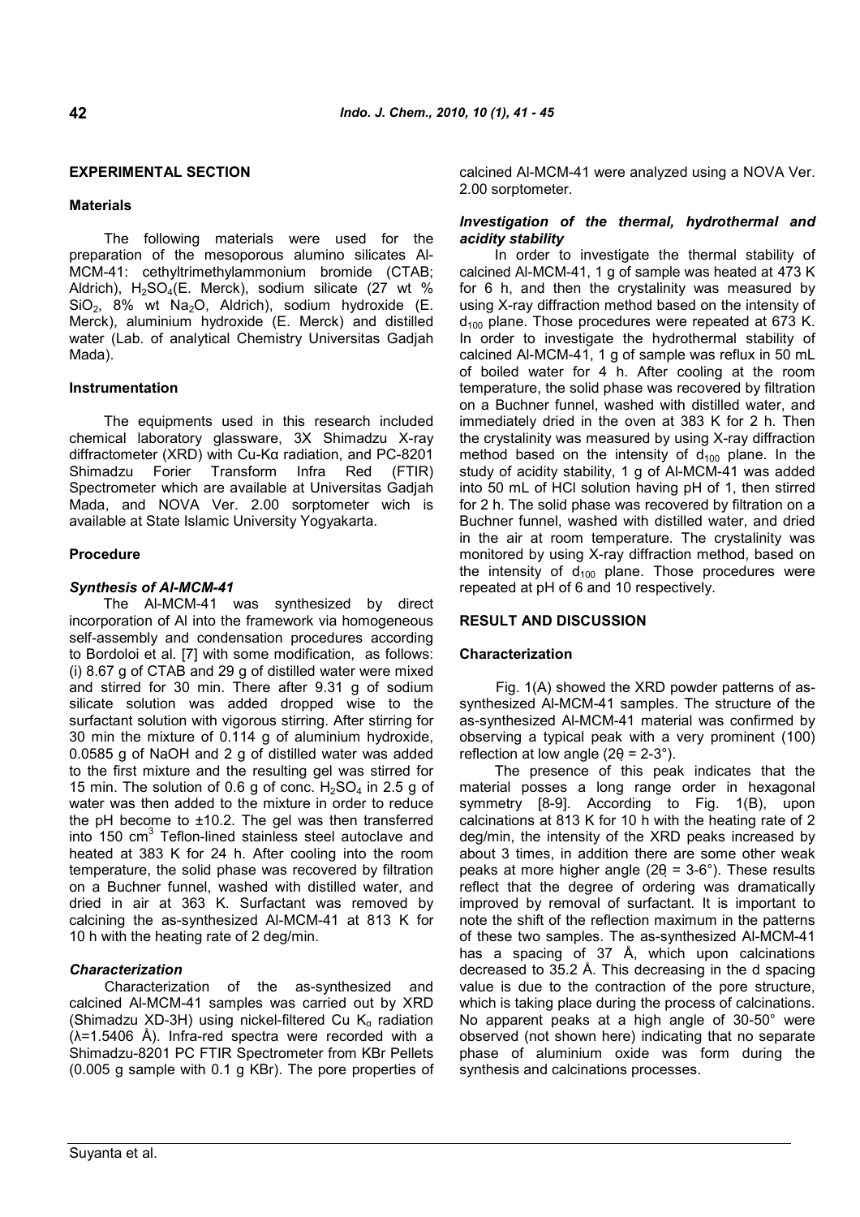## EXPERIMENTAL SECTION

### Materials

The following materials were used for the preparation of the mesoporous alumino silicates Al-MCM-41: cethyltrimethylammonium bromide (CTAB; Aldrich), $H_2SO_4$(E. Merck), sodium silicate (27 wt % $SiO_2$, 8% wt $Na_2O$, Aldrich), sodium hydroxide (E. Merck), aluminium hydroxide (E. Merck) and distilled water (Lab. of analytical Chemistry Universitas Gadjah Mada).

### Instrumentation

The equipments used in this research included chemical laboratory glassware, 3X Shimadzu X-ray diffractometer (XRD) with Cu-Kα radiation, and PC-8201 Shimadzu Forier Transform Infra Red (FTIR) Spectrometer which are available at Universitas Gadjah Mada, and NOVA Ver. 2.00 sorptometer wich is available at State Islamic University Yogyakarta.

### Procedure

#### *Synthesis of Al-MCM-41*

The Al-MCM-41 was synthesized by direct incorporation of Al into the framework via homogeneous self-assembly and condensation procedures according to Bordoloi et al. [7] with some modification, as follows: (i) 8.67 g of CTAB and 29 g of distilled water were mixed and stirred for 30 min. There after 9.31 g of sodium silicate solution was added dropped wise to the surfactant solution with vigorous stirring. After stirring for 30 min the mixture of 0.114 g of aluminium hydroxide, 0.0585 g of NaOH and 2 g of distilled water was added to the first mixture and the resulting gel was stirred for 15 min. The solution of 0.6 g of conc. $H_2SO_4$ in 2.5 g of water was then added to the mixture in order to reduce the pH become to ±10.2. The gel was then transferred into 150 $cm^3$ Teflon-lined stainless steel autoclave and heated at 383 K for 24 h. After cooling into the room temperature, the solid phase was recovered by filtration on a Buchner funnel, washed with distilled water, and dried in air at 363 K. Surfactant was removed by calcining the as-synthesized Al-MCM-41 at 813 K for 10 h with the heating rate of 2 deg/min.

#### *Characterization*

Characterization of the as-synthesized and calcined Al-MCM-41 samples was carried out by XRD (Shimadzu XD-3H) using nickel-filtered Cu $K_\alpha$ radiation (λ=1.5406 Å). Infra-red spectra were recorded with a Shimadzu-8201 PC FTIR Spectrometer from KBr Pellets (0.005 g sample with 0.1 g KBr). The pore properties of calcined Al-MCM-41 were analyzed using a NOVA Ver. 2.00 sorptometer.

#### *Investigation of the thermal, hydrothermal and acidity stability*

In order to investigate the thermal stability of calcined Al-MCM-41, 1 g of sample was heated at 473 K for 6 h, and then the crystalinity was measured by using X-ray diffraction method based on the intensity of $d_{100}$ plane. Those procedures were repeated at 673 K. In order to investigate the hydrothermal stability of calcined Al-MCM-41, 1 g of sample was reflux in 50 mL of boiled water for 4 h. After cooling at the room temperature, the solid phase was recovered by filtration on a Buchner funnel, washed with distilled water, and immediately dried in the oven at 383 K for 2 h. Then the crystalinity was measured by using X-ray diffraction method based on the intensity of $d_{100}$ plane. In the study of acidity stability, 1 g of Al-MCM-41 was added into 50 mL of HCl solution having pH of 1, then stirred for 2 h. The solid phase was recovered by filtration on a Buchner funnel, washed with distilled water, and dried in the air at room temperature. The crystalinity was monitored by using X-ray diffraction method, based on the intensity of $d_{100}$ plane. Those procedures were repeated at pH of 6 and 10 respectively.

## RESULT AND DISCUSSION

### Characterization

Fig. 1(A) showed the XRD powder patterns of as-synthesized Al-MCM-41 samples. The structure of the as-synthesized Al-MCM-41 material was confirmed by observing a typical peak with a very prominent (100) reflection at low angle (2θ = 2-3°).

The presence of this peak indicates that the material posses a long range order in hexagonal symmetry [8-9]. According to Fig. 1(B), upon calcinations at 813 K for 10 h with the heating rate of 2 deg/min, the intensity of the XRD peaks increased by about 3 times, in addition there are some other weak peaks at more higher angle (2θ = 3-6°). These results reflect that the degree of ordering was dramatically improved by removal of surfactant. It is important to note the shift of the reflection maximum in the patterns of these two samples. The as-synthesized Al-MCM-41 has a spacing of 37 Å, which upon calcinations decreased to 35.2 Å. This decreasing in the d spacing value is due to the contraction of the pore structure, which is taking place during the process of calcinations. No apparent peaks at a high angle of 30-50° were observed (not shown here) indicating that no separate phase of aluminium oxide was form during the synthesis and calcinations processes.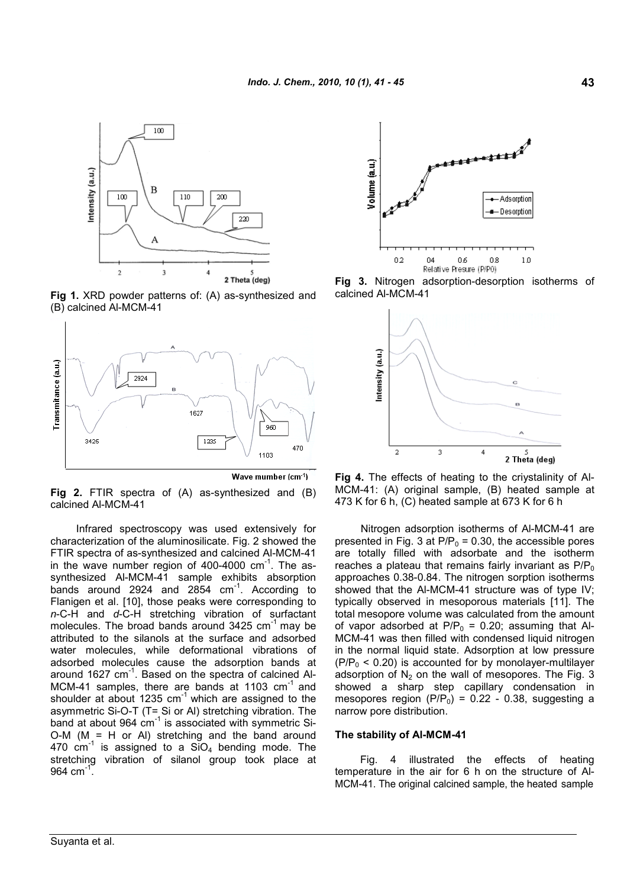Fig 1. XRD powder patterns of: (A) as-synthesized and (B) calcined Al-MCM-41

Fig 2. FTIR spectra of (A) as-synthesized and (B) calcined Al-MCM-41

Infrared spectroscopy was used extensively for characterization of the aluminosilicate. Fig. 2 showed the FTIR spectra of as-synthesized and calcined Al-MCM-41 in the wave number region of 400-4000 $cm^{-1}$. The as-synthesized Al-MCM-41 sample exhibits absorption bands around 2924 and 2854 $cm^{-1}$. According to Flanigen et al. [10], those peaks were corresponding to *n*-C-H and *d*-C-H stretching vibration of surfactant molecules. The broad bands around 3425 $cm^{-1}$ may be attributed to the silanols at the surface and adsorbed water molecules, while deformational vibrations of adsorbed molecules cause the adsorption bands at around 1627 $cm^{-1}$. Based on the spectra of calcined Al-MCM-41 samples, there are bands at 1103 $cm^{-1}$ and shoulder at about 1235 $cm^{-1}$ which are assigned to the asymmetric Si-O-T (T= Si or Al) stretching vibration. The band at about 964 $cm^{-1}$ is associated with symmetric Si-O-M (M = H or Al) stretching and the band around 470 $cm^{-1}$ is assigned to a $SiO_4$ bending mode. The stretching vibration of silanol group took place at 964 $cm^{-1}$.

Fig 3. Nitrogen adsorption-desorption isotherms of calcined Al-MCM-41

Fig 4. The effects of heating to the criystalinity of Al-MCM-41: (A) original sample, (B) heated sample at 473 K for 6 h, (C) heated sample at 673 K for 6 h

Nitrogen adsorption isotherms of Al-MCM-41 are presented in Fig. 3 at $P/P_0$ = 0.30, the accessible pores are totally filled with adsorbate and the isotherm reaches a plateau that remains fairly invariant as $P/P_0$ approaches 0.38-0.84. The nitrogen sorption isotherms showed that the Al-MCM-41 structure was of type IV; typically observed in mesoporous materials [11]. The total mesopore volume was calculated from the amount of vapor adsorbed at $P/P_0$ = 0.20; assuming that Al-MCM-41 was then filled with condensed liquid nitrogen in the normal liquid state. Adsorption at low pressure ($P/P_0$ < 0.20) is accounted for by monolayer-multilayer adsorption of $N_2$ on the wall of mesopores. The Fig. 3 showed a sharp step capillary condensation in mesopores region ($P/P_0$) = 0.22 - 0.38, suggesting a narrow pore distribution.

### The stability of Al-MCM-41

Fig. 4 illustrated the effects of heating temperature in the air for 6 h on the structure of Al-MCM-41. The original calcined sample, the heated sample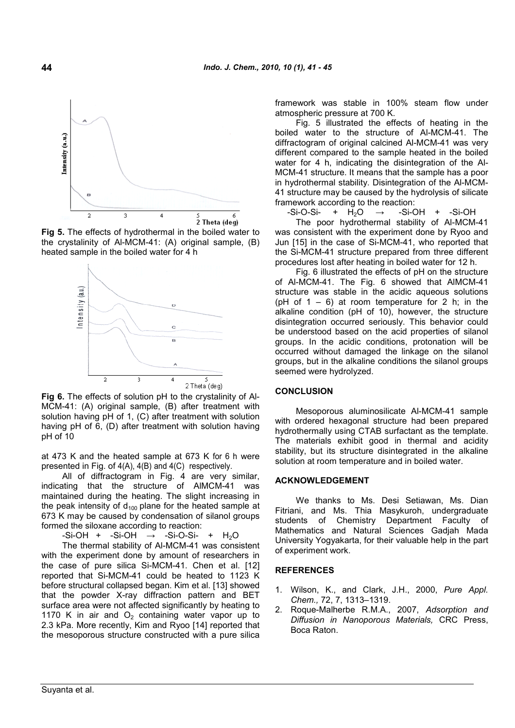Fig 5. The effects of hydrothermal in the boiled water to the crystalinity of Al-MCM-41: (A) original sample, (B) heated sample in the boiled water for 4 h

Fig 6. The effects of solution pH to the crystalinity of Al-MCM-41: (A) original sample, (B) after treatment with solution having pH of 1, (C) after treatment with solution having pH of 6, (D) after treatment with solution having pH of 10

at 473 K and the heated sample at 673 K for 6 h were presented in Fig. of 4(A), 4(B) and 4(C) respectively.

All of diffractogram in Fig. 4 are very similar, indicating that the structure of AlMCM-41 was maintained during the heating. The slight increasing in the peak intensity of $d_{100}$ plane for the heated sample at 673 K may be caused by condensation of silanol groups formed the siloxane according to reaction:

$$\text{-Si-OH} + \text{-Si-OH} \rightarrow \text{-Si-O-Si-} + H_2O$$

The thermal stability of Al-MCM-41 was consistent with the experiment done by amount of researchers in the case of pure silica Si-MCM-41. Chen et al. [12] reported that Si-MCM-41 could be heated to 1123 K before structural collapsed began. Kim et al. [13] showed that the powder X-ray diffraction pattern and BET surface area were not affected significantly by heating to 1170 K in air and $O_2$ containing water vapor up to 2.3 kPa. More recently, Kim and Ryoo [14] reported that the mesoporous structure constructed with a pure silica framework was stable in 100% steam flow under atmospheric pressure at 700 K.

Fig. 5 illustrated the effects of heating in the boiled water to the structure of Al-MCM-41. The diffractogram of original calcined Al-MCM-41 was very different compared to the sample heated in the boiled water for 4 h, indicating the disintegration of the Al-MCM-41 structure. It means that the sample has a poor in hydrothermal stability. Disintegration of the Al-MCM-41 structure may be caused by the hydrolysis of silicate framework according to the reaction:

$$\text{-Si-O-Si-} + H_2O \rightarrow \text{-Si-OH} + \text{-Si-OH}$$

The poor hydrothermal stability of Al-MCM-41 was consistent with the experiment done by Ryoo and Jun [15] in the case of Si-MCM-41, who reported that the Si-MCM-41 structure prepared from three different procedures lost after heating in boiled water for 12 h.

Fig. 6 illustrated the effects of pH on the structure of Al-MCM-41. The Fig. 6 showed that AlMCM-41 structure was stable in the acidic aqueous solutions (pH of 1 – 6) at room temperature for 2 h; in the alkaline condition (pH of 10), however, the structure disintegration occurred seriously. This behavior could be understood based on the acid properties of silanol groups. In the acidic conditions, protonation will be occurred without damaged the linkage on the silanol groups, but in the alkaline conditions the silanol groups seemed were hydrolyzed.

## CONCLUSION

Mesoporous aluminosilicate Al-MCM-41 sample with ordered hexagonal structure had been prepared hydrothermally using CTAB surfactant as the template. The materials exhibit good in thermal and acidity stability, but its structure disintegrated in the alkaline solution at room temperature and in boiled water.

## ACKNOWLEDGEMENT

We thanks to Ms. Desi Setiawan, Ms. Dian Fitriani, and Ms. Thia Masykuroh, undergraduate students of Chemistry Department Faculty of Mathematics and Natural Sciences Gadjah Mada University Yogyakarta, for their valuable help in the part of experiment work.

## REFERENCES

1. Wilson, K., and Clark, J.H., 2000, *Pure Appl. Chem.,* 72, 7, 1313–1319.
2. Roque-Malherbe R.M.A., 2007, *Adsorption and Diffusion in Nanoporous Materials,* CRC Press, Boca Raton.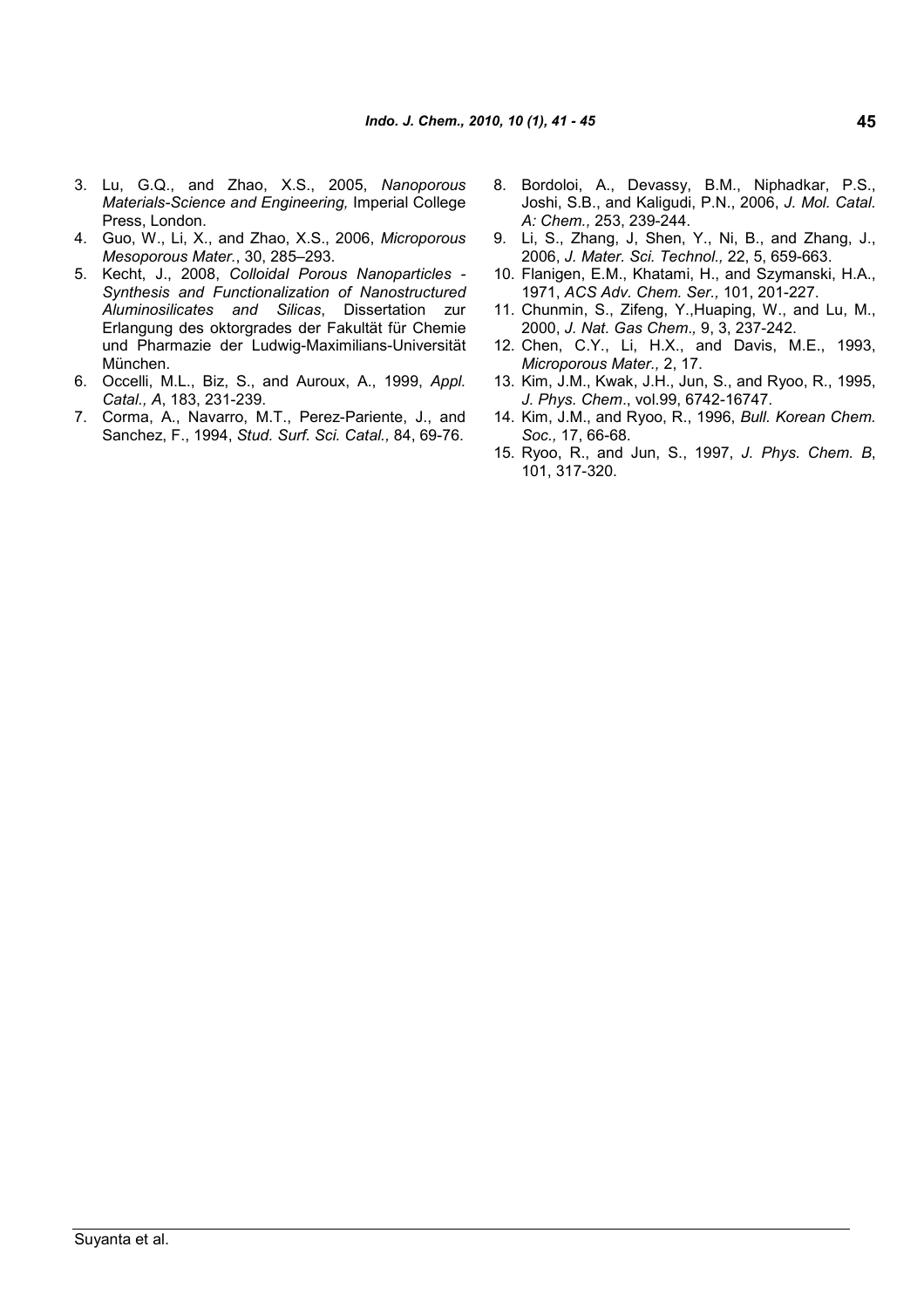3. Lu, G.Q., and Zhao, X.S., 2005, *Nanoporous Materials-Science and Engineering,* Imperial College Press, London.
4. Guo, W., Li, X., and Zhao, X.S., 2006, *Microporous Mesoporous Mater.*, 30, 285–293.
5. Kecht, J., 2008, *Colloidal Porous Nanoparticles - Synthesis and Functionalization of Nanostructured Aluminosilicates and Silicas*, Dissertation zur Erlangung des oktorgrades der Fakultät für Chemie und Pharmazie der Ludwig-Maximilians-Universität München.
6. Occelli, M.L., Biz, S., and Auroux, A., 1999, *Appl. Catal., A*, 183, 231-239.
7. Corma, A., Navarro, M.T., Perez-Pariente, J., and Sanchez, F., 1994, *Stud. Surf. Sci. Catal.,* 84, 69-76.
8. Bordoloi, A., Devassy, B.M., Niphadkar, P.S., Joshi, S.B., and Kaligudi, P.N., 2006, *J. Mol. Catal. A: Chem.,* 253, 239-244.
9. Li, S., Zhang, J, Shen, Y., Ni, B., and Zhang, J., 2006, *J. Mater. Sci. Technol.,* 22, 5, 659-663.
10. Flanigen, E.M., Khatami, H., and Szymanski, H.A., 1971, *ACS Adv. Chem. Ser.,* 101, 201-227.
11. Chunmin, S., Zifeng, Y.,Huaping, W., and Lu, M., 2000, *J. Nat. Gas Chem.,* 9, 3, 237-242.
12. Chen, C.Y., Li, H.X., and Davis, M.E., 1993, *Microporous Mater.,* 2, 17.
13. Kim, J.M., Kwak, J.H., Jun, S., and Ryoo, R., 1995, *J. Phys. Chem*., vol.99, 6742-16747.
14. Kim, J.M., and Ryoo, R., 1996, *Bull. Korean Chem. Soc.,* 17, 66-68.
15. Ryoo, R., and Jun, S., 1997, *J. Phys. Chem. B*, 101, 317-320.